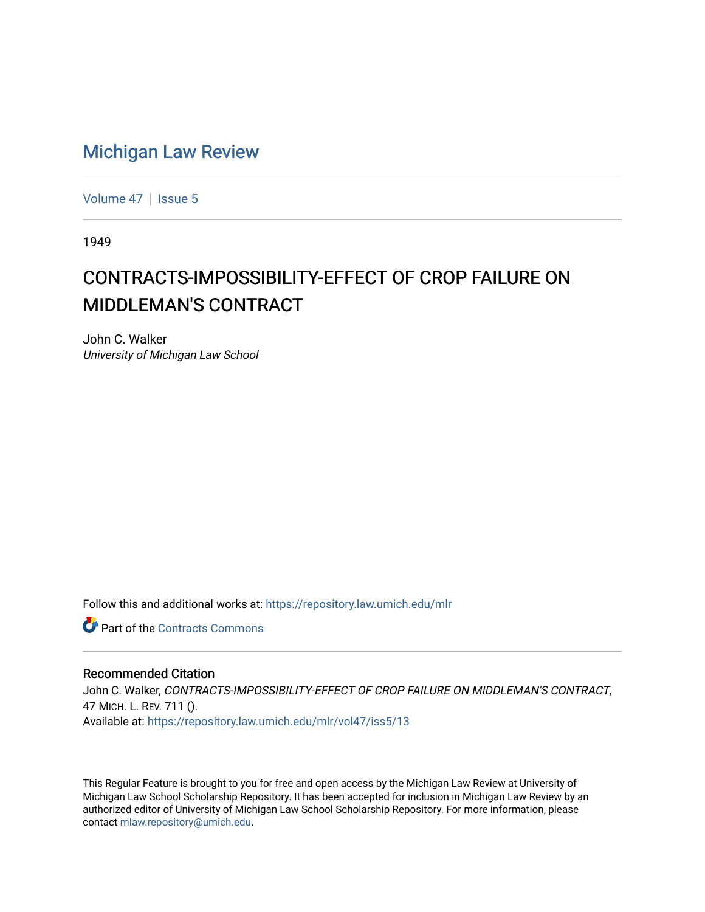# Michigan Law Review

Volume 47 | Issue 5

1949

## CONTRACTS-IMPOSSIBILITY-EFFECT OF CROP FAILURE ON MIDDLEMAN'S CONTRACT

John C. Walker
*University of Michigan Law School*

Follow this and additional works at: https://repository.law.umich.edu/mlr

Part of the Contracts Commons

### Recommended Citation

John C. Walker, *CONTRACTS-IMPOSSIBILITY-EFFECT OF CROP FAILURE ON MIDDLEMAN'S CONTRACT*, 47 MICH. L. REV. 711 ().
Available at: https://repository.law.umich.edu/mlr/vol47/iss5/13

This Regular Feature is brought to you for free and open access by the Michigan Law Review at University of Michigan Law School Scholarship Repository. It has been accepted for inclusion in Michigan Law Review by an authorized editor of University of Michigan Law School Scholarship Repository. For more information, please contact mlaw.repository@umich.edu.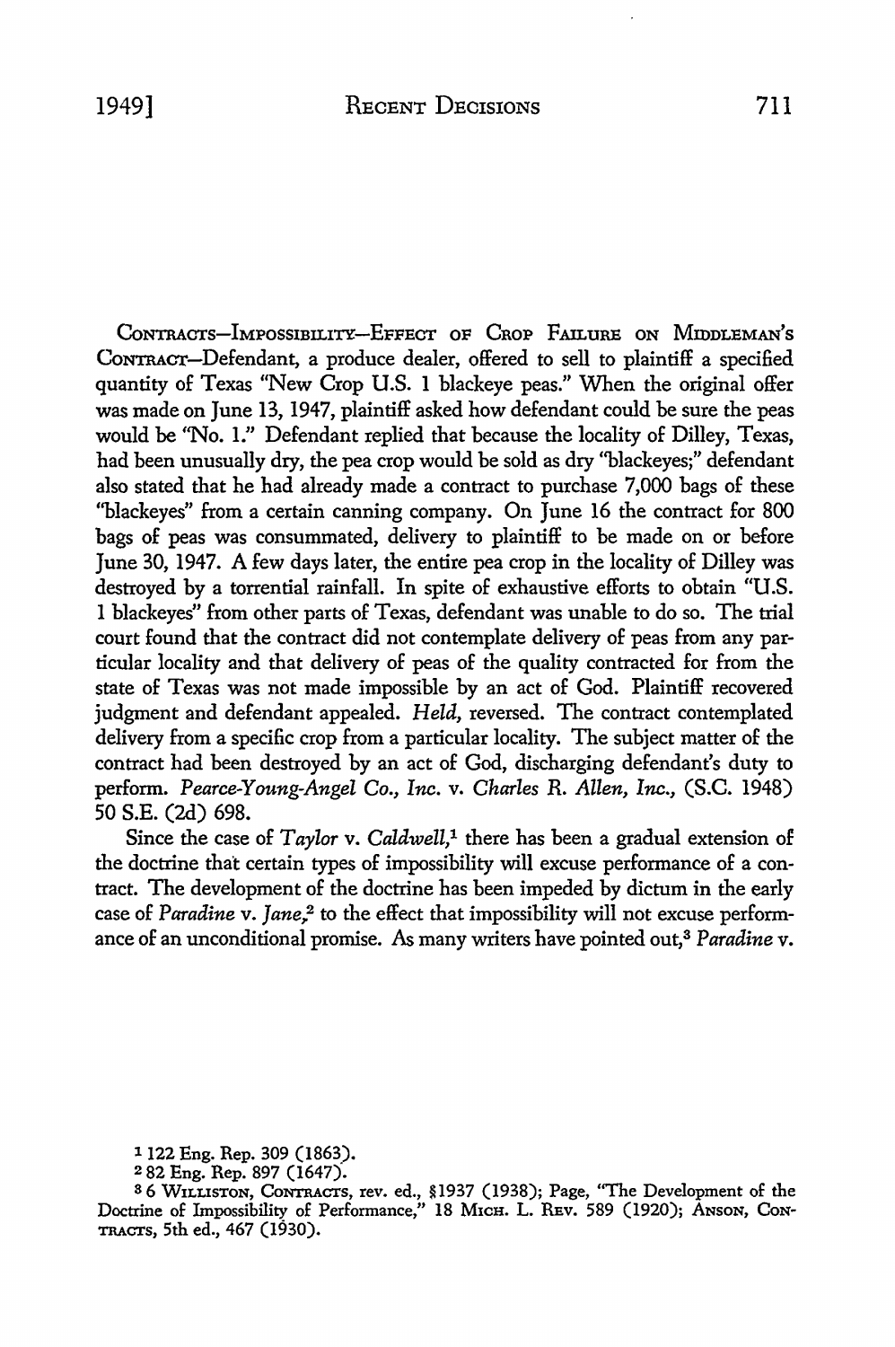CONTRACTS—IMPOSSIBILITY—EFFECT OF CROP FAILURE ON MIDDLEMAN'S CONTRACT—Defendant, a produce dealer, offered to sell to plaintiff a specified quantity of Texas "New Crop U.S. 1 blackeye peas." When the original offer was made on June 13, 1947, plaintiff asked how defendant could be sure the peas would be "No. 1." Defendant replied that because the locality of Dilley, Texas, had been unusually dry, the pea crop would be sold as dry "blackeyes;" defendant also stated that he had already made a contract to purchase 7,000 bags of these "blackeyes" from a certain canning company. On June 16 the contract for 800 bags of peas was consummated, delivery to plaintiff to be made on or before June 30, 1947. A few days later, the entire pea crop in the locality of Dilley was destroyed by a torrential rainfall. In spite of exhaustive efforts to obtain "U.S. 1 blackeyes" from other parts of Texas, defendant was unable to do so. The trial court found that the contract did not contemplate delivery of peas from any particular locality and that delivery of peas of the quality contracted for from the state of Texas was not made impossible by an act of God. Plaintiff recovered judgment and defendant appealed. *Held*, reversed. The contract contemplated delivery from a specific crop from a particular locality. The subject matter of the contract had been destroyed by an act of God, discharging defendant's duty to perform. *Pearce-Young-Angel Co., Inc.* v. *Charles R. Allen, Inc.*, (S.C. 1948) 50 S.E. (2d) 698.

Since the case of *Taylor* v. *Caldwell*,[1] there has been a gradual extension of the doctrine that certain types of impossibility will excuse performance of a contract. The development of the doctrine has been impeded by dictum in the early case of *Paradine* v. *Jane*,[2] to the effect that impossibility will not excuse performance of an unconditional promise. As many writers have pointed out,[3] *Paradine* v.

[1] 122 Eng. Rep. 309 (1863).

[2] 82 Eng. Rep. 897 (1647).

[3] 6 WILLISTON, CONTRACTS, rev. ed., §1937 (1938); Page, "The Development of the Doctrine of Impossibility of Performance," 18 MICH. L. REV. 589 (1920); ANSON, CONTRACTS, 5th ed., 467 (1930).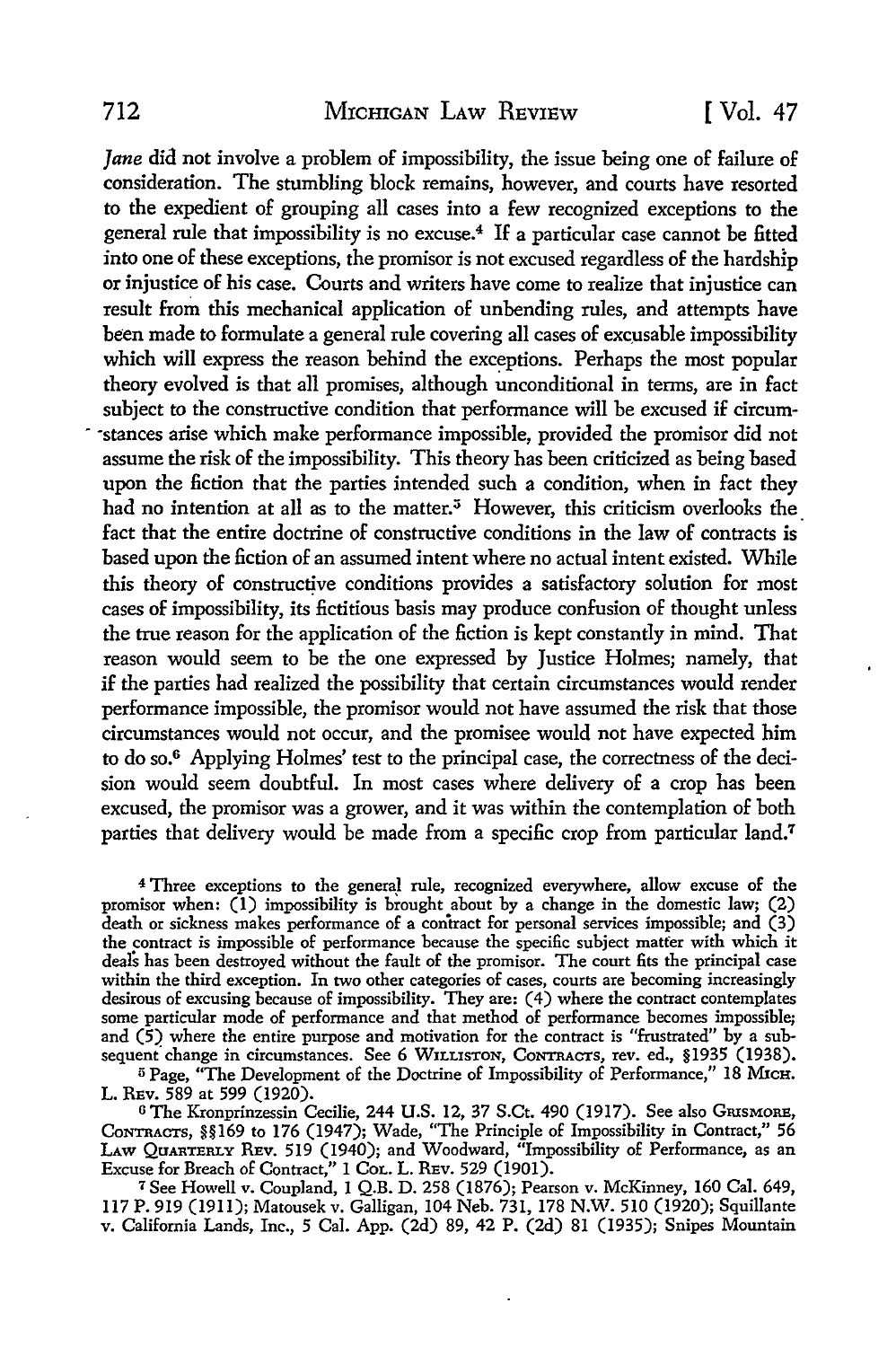*Jane* did not involve a problem of impossibility, the issue being one of failure of consideration. The stumbling block remains, however, and courts have resorted to the expedient of grouping all cases into a few recognized exceptions to the general rule that impossibility is no excuse.[4] If a particular case cannot be fitted into one of these exceptions, the promisor is not excused regardless of the hardship or injustice of his case. Courts and writers have come to realize that injustice can result from this mechanical application of unbending rules, and attempts have been made to formulate a general rule covering all cases of excusable impossibility which will express the reason behind the exceptions. Perhaps the most popular theory evolved is that all promises, although unconditional in terms, are in fact subject to the constructive condition that performance will be excused if circumstances arise which make performance impossible, provided the promisor did not assume the risk of the impossibility. This theory has been criticized as being based upon the fiction that the parties intended such a condition, when in fact they had no intention at all as to the matter.[5] However, this criticism overlooks the fact that the entire doctrine of constructive conditions in the law of contracts is based upon the fiction of an assumed intent where no actual intent existed. While this theory of constructive conditions provides a satisfactory solution for most cases of impossibility, its fictitious basis may produce confusion of thought unless the true reason for the application of the fiction is kept constantly in mind. That reason would seem to be the one expressed by Justice Holmes; namely, that if the parties had realized the possibility that certain circumstances would render performance impossible, the promisor would not have assumed the risk that those circumstances would not occur, and the promisee would not have expected him to do so.[6] Applying Holmes' test to the principal case, the correctness of the decision would seem doubtful. In most cases where delivery of a crop has been excused, the promisor was a grower, and it was within the contemplation of both parties that delivery would be made from a specific crop from particular land.[7]

---

[4] Three exceptions to the general rule, recognized everywhere, allow excuse of the promisor when: (1) impossibility is brought about by a change in the domestic law; (2) death or sickness makes performance of a contract for personal services impossible; and (3) the contract is impossible of performance because the specific subject matter with which it deals has been destroyed without the fault of the promisor. The court fits the principal case within the third exception. In two other categories of cases, courts are becoming increasingly desirous of excusing because of impossibility. They are: (4) where the contract contemplates some particular mode of performance and that method of performance becomes impossible; and (5) where the entire purpose and motivation for the contract is "frustrated" by a subsequent change in circumstances. See 6 WILLISTON, CONTRACTS, rev. ed., §1935 (1938).

[5] Page, "The Development of the Doctrine of Impossibility of Performance," 18 MICH. L. REV. 589 at 599 (1920).

[6] The Kronprinzessin Cecilie, 244 U.S. 12, 37 S.Ct. 490 (1917). See also GRISMORE, CONTRACTS, §§169 to 176 (1947); Wade, "The Principle of Impossibility in Contract," 56 LAW QUARTERLY REV. 519 (1940); and Woodward, "Impossibility of Performance, as an Excuse for Breach of Contract," 1 COL. L. REV. 529 (1901).

[7] See Howell v. Coupland, 1 Q.B. D. 258 (1876); Pearson v. McKinney, 160 Cal. 649, 117 P. 919 (1911); Matousek v. Galligan, 104 Neb. 731, 178 N.W. 510 (1920); Squillante v. California Lands, Inc., 5 Cal. App. (2d) 89, 42 P. (2d) 81 (1935); Snipes Mountain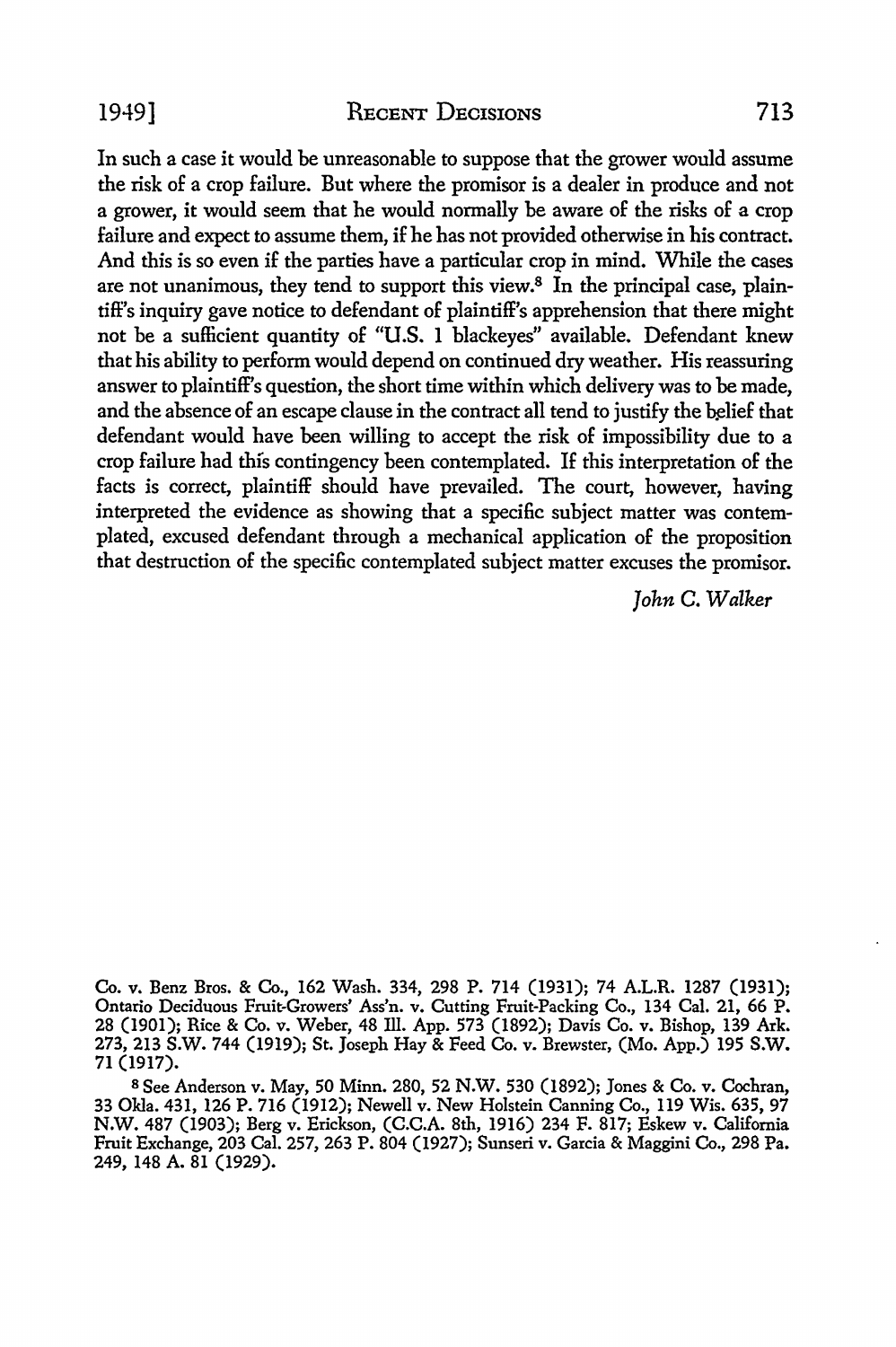In such a case it would be unreasonable to suppose that the grower would assume the risk of a crop failure. But where the promisor is a dealer in produce and not a grower, it would seem that he would normally be aware of the risks of a crop failure and expect to assume them, if he has not provided otherwise in his contract. And this is so even if the parties have a particular crop in mind. While the cases are not unanimous, they tend to support this view.[8] In the principal case, plaintiff's inquiry gave notice to defendant of plaintiff's apprehension that there might not be a sufficient quantity of "U.S. 1 blackeyes" available. Defendant knew that his ability to perform would depend on continued dry weather. His reassuring answer to plaintiff's question, the short time within which delivery was to be made, and the absence of an escape clause in the contract all tend to justify the belief that defendant would have been willing to accept the risk of impossibility due to a crop failure had this contingency been contemplated. If this interpretation of the facts is correct, plaintiff should have prevailed. The court, however, having interpreted the evidence as showing that a specific subject matter was contemplated, excused defendant through a mechanical application of the proposition that destruction of the specific contemplated subject matter excuses the promisor.

*John C. Walker*

---

Co. v. Benz Bros. & Co., 162 Wash. 334, 298 P. 714 (1931); 74 A.L.R. 1287 (1931); Ontario Deciduous Fruit-Growers' Ass'n. v. Cutting Fruit-Packing Co., 134 Cal. 21, 66 P. 28 (1901); Rice & Co. v. Weber, 48 Ill. App. 573 (1892); Davis Co. v. Bishop, 139 Ark. 273, 213 S.W. 744 (1919); St. Joseph Hay & Feed Co. v. Brewster, (Mo. App.) 195 S.W. 71 (1917).

[8] See Anderson v. May, 50 Minn. 280, 52 N.W. 530 (1892); Jones & Co. v. Cochran, 33 Okla. 431, 126 P. 716 (1912); Newell v. New Holstein Canning Co., 119 Wis. 635, 97 N.W. 487 (1903); Berg v. Erickson, (C.C.A. 8th, 1916) 234 F. 817; Eskew v. California Fruit Exchange, 203 Cal. 257, 263 P. 804 (1927); Sunseri v. Garcia & Maggini Co., 298 Pa. 249, 148 A. 81 (1929).